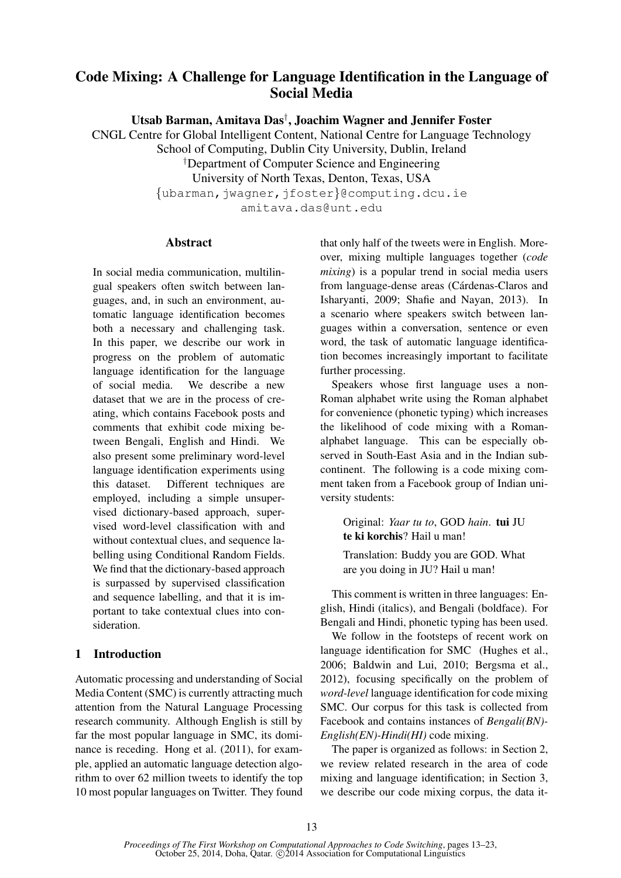# Code Mixing: A Challenge for Language Identification in the Language of Social Media

**Utsab Barman, Amitava Das[†], Joachim Wagner and Jennifer Foster**

CNGL Centre for Global Intelligent Content, National Centre for Language Technology
School of Computing, Dublin City University, Dublin, Ireland
[†]Department of Computer Science and Engineering
University of North Texas, Denton, Texas, USA
{ubarman,jwagner,jfoster}@computing.dcu.ie
amitava.das@unt.edu

## Abstract

In social media communication, multilingual speakers often switch between languages, and, in such an environment, automatic language identification becomes both a necessary and challenging task. In this paper, we describe our work in progress on the problem of automatic language identification for the language of social media. We describe a new dataset that we are in the process of creating, which contains Facebook posts and comments that exhibit code mixing between Bengali, English and Hindi. We also present some preliminary word-level language identification experiments using this dataset. Different techniques are employed, including a simple unsupervised dictionary-based approach, supervised word-level classification with and without contextual clues, and sequence labelling using Conditional Random Fields. We find that the dictionary-based approach is surpassed by supervised classification and sequence labelling, and that it is important to take contextual clues into consideration.

## 1 Introduction

Automatic processing and understanding of Social Media Content (SMC) is currently attracting much attention from the Natural Language Processing research community. Although English is still by far the most popular language in SMC, its dominance is receding. Hong et al. (2011), for example, applied an automatic language detection algorithm to over 62 million tweets to identify the top 10 most popular languages on Twitter. They found that only half of the tweets were in English. Moreover, mixing multiple languages together (*code mixing*) is a popular trend in social media users from language-dense areas (Cárdenas-Claros and Isharyanti, 2009; Shafie and Nayan, 2013). In a scenario where speakers switch between languages within a conversation, sentence or even word, the task of automatic language identification becomes increasingly important to facilitate further processing.

Speakers whose first language uses a non-Roman alphabet write using the Roman alphabet for convenience (phonetic typing) which increases the likelihood of code mixing with a Roman-alphabet language. This can be especially observed in South-East Asia and in the Indian subcontinent. The following is a code mixing comment taken from a Facebook group of Indian university students:

> Original: *Yaar tu to*, GOD *hain*. **tui** JU **te ki korchis**? Hail u man!
>
> Translation: Buddy you are GOD. What are you doing in JU? Hail u man!

This comment is written in three languages: English, Hindi (italics), and Bengali (boldface). For Bengali and Hindi, phonetic typing has been used.

We follow in the footsteps of recent work on language identification for SMC (Hughes et al., 2006; Baldwin and Lui, 2010; Bergsma et al., 2012), focusing specifically on the problem of *word-level* language identification for code mixing SMC. Our corpus for this task is collected from Facebook and contains instances of *Bengali(BN)-English(EN)-Hindi(HI)* code mixing.

The paper is organized as follows: in Section 2, we review related research in the area of code mixing and language identification; in Section 3, we describe our code mixing corpus, the data it-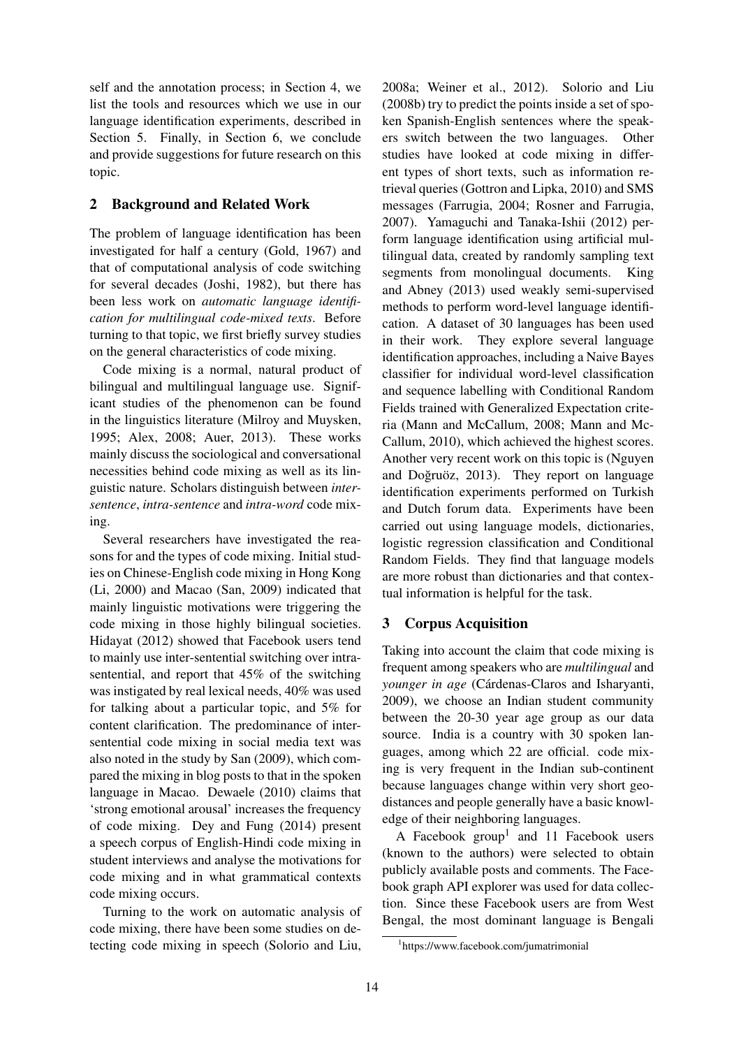self and the annotation process; in Section 4, we list the tools and resources which we use in our language identification experiments, described in Section 5. Finally, in Section 6, we conclude and provide suggestions for future research on this topic.

## 2 Background and Related Work

The problem of language identification has been investigated for half a century (Gold, 1967) and that of computational analysis of code switching for several decades (Joshi, 1982), but there has been less work on *automatic language identification for multilingual code-mixed texts*. Before turning to that topic, we first briefly survey studies on the general characteristics of code mixing.

Code mixing is a normal, natural product of bilingual and multilingual language use. Significant studies of the phenomenon can be found in the linguistics literature (Milroy and Muysken, 1995; Alex, 2008; Auer, 2013). These works mainly discuss the sociological and conversational necessities behind code mixing as well as its linguistic nature. Scholars distinguish between *inter-sentence*, *intra-sentence* and *intra-word* code mixing.

Several researchers have investigated the reasons for and the types of code mixing. Initial studies on Chinese-English code mixing in Hong Kong (Li, 2000) and Macao (San, 2009) indicated that mainly linguistic motivations were triggering the code mixing in those highly bilingual societies. Hidayat (2012) showed that Facebook users tend to mainly use inter-sentential switching over intra-sentential, and report that 45% of the switching was instigated by real lexical needs, 40% was used for talking about a particular topic, and 5% for content clarification. The predominance of inter-sentential code mixing in social media text was also noted in the study by San (2009), which compared the mixing in blog posts to that in the spoken language in Macao. Dewaele (2010) claims that 'strong emotional arousal' increases the frequency of code mixing. Dey and Fung (2014) present a speech corpus of English-Hindi code mixing in student interviews and analyse the motivations for code mixing and in what grammatical contexts code mixing occurs.

Turning to the work on automatic analysis of code mixing, there have been some studies on detecting code mixing in speech (Solorio and Liu, 2008a; Weiner et al., 2012). Solorio and Liu (2008b) try to predict the points inside a set of spoken Spanish-English sentences where the speakers switch between the two languages. Other studies have looked at code mixing in different types of short texts, such as information retrieval queries (Gottron and Lipka, 2010) and SMS messages (Farrugia, 2004; Rosner and Farrugia, 2007). Yamaguchi and Tanaka-Ishii (2012) perform language identification using artificial multilingual data, created by randomly sampling text segments from monolingual documents. King and Abney (2013) used weakly semi-supervised methods to perform word-level language identification. A dataset of 30 languages has been used in their work. They explore several language identification approaches, including a Naive Bayes classifier for individual word-level classification and sequence labelling with Conditional Random Fields trained with Generalized Expectation criteria (Mann and McCallum, 2008; Mann and McCallum, 2010), which achieved the highest scores. Another very recent work on this topic is (Nguyen and Doğruöz, 2013). They report on language identification experiments performed on Turkish and Dutch forum data. Experiments have been carried out using language models, dictionaries, logistic regression classification and Conditional Random Fields. They find that language models are more robust than dictionaries and that contextual information is helpful for the task.

## 3 Corpus Acquisition

Taking into account the claim that code mixing is frequent among speakers who are *multilingual* and *younger in age* (Cárdenas-Claros and Isharyanti, 2009), we choose an Indian student community between the 20-30 year age group as our data source. India is a country with 30 spoken languages, among which 22 are official. code mixing is very frequent in the Indian sub-continent because languages change within very short geo-distances and people generally have a basic knowledge of their neighboring languages.

A Facebook group[1] and 11 Facebook users (known to the authors) were selected to obtain publicly available posts and comments. The Facebook graph API explorer was used for data collection. Since these Facebook users are from West Bengal, the most dominant language is Bengali

[1] https://www.facebook.com/jumatrimonial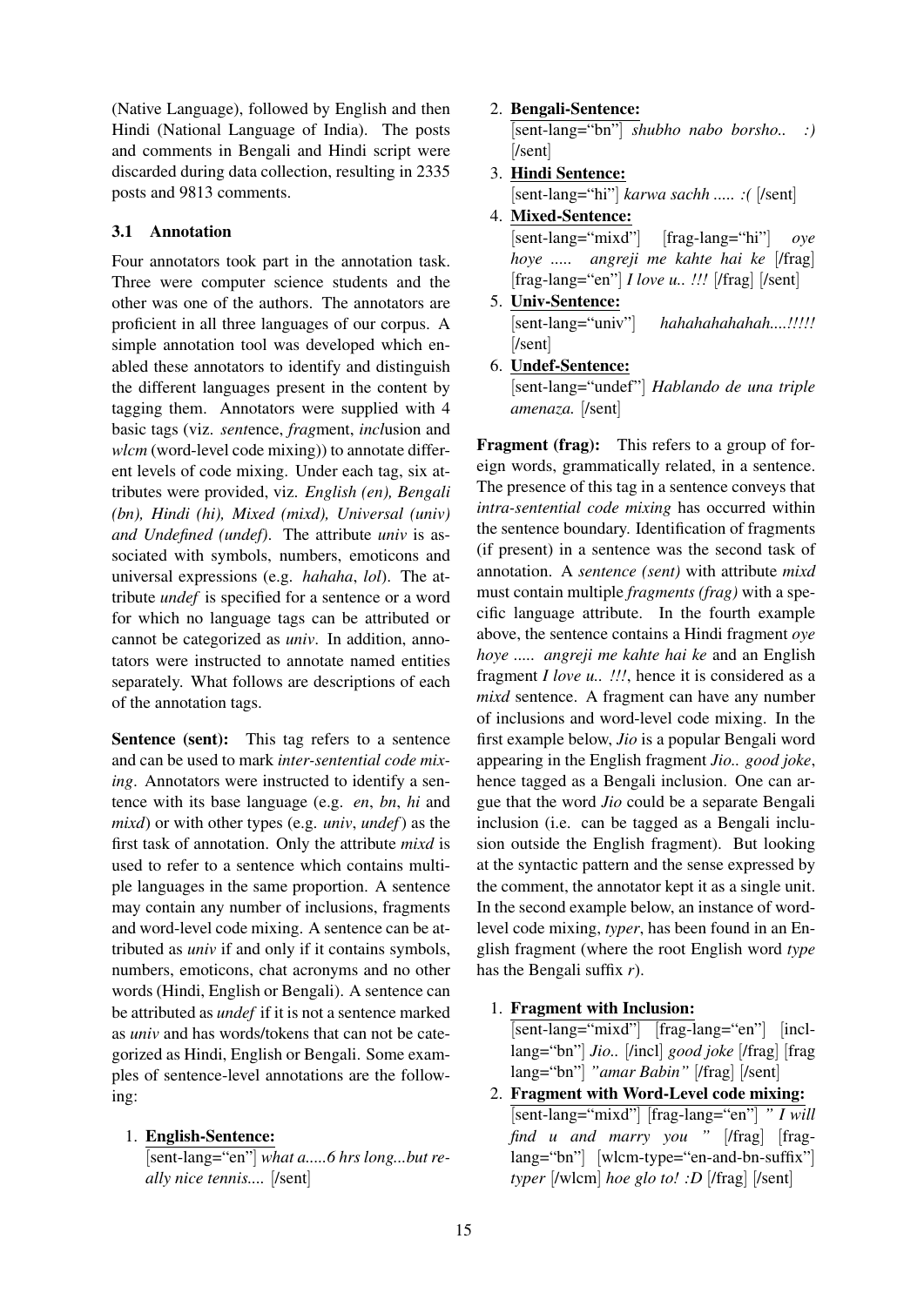(Native Language), followed by English and then Hindi (National Language of India). The posts and comments in Bengali and Hindi script were discarded during data collection, resulting in 2335 posts and 9813 comments.

### 3.1 Annotation

Four annotators took part in the annotation task. Three were computer science students and the other was one of the authors. The annotators are proficient in all three languages of our corpus. A simple annotation tool was developed which enabled these annotators to identify and distinguish the different languages present in the content by tagging them. Annotators were supplied with 4 basic tags (viz. *sent*ence, *frag*ment, *incl*usion and *wlcm* (word-level code mixing)) to annotate different levels of code mixing. Under each tag, six attributes were provided, viz. *English (en), Bengali (bn), Hindi (hi), Mixed (mixd), Universal (univ) and Undefined (undef)*. The attribute *univ* is associated with symbols, numbers, emoticons and universal expressions (e.g. *hahaha*, *lol*). The attribute *undef* is specified for a sentence or a word for which no language tags can be attributed or cannot be categorized as *univ*. In addition, annotators were instructed to annotate named entities separately. What follows are descriptions of each of the annotation tags.

**Sentence (sent):** This tag refers to a sentence and can be used to mark *inter-sentential code mixing*. Annotators were instructed to identify a sentence with its base language (e.g. *en*, *bn*, *hi* and *mixd*) or with other types (e.g. *univ*, *undef*) as the first task of annotation. Only the attribute *mixd* is used to refer to a sentence which contains multiple languages in the same proportion. A sentence may contain any number of inclusions, fragments and word-level code mixing. A sentence can be attributed as *univ* if and only if it contains symbols, numbers, emoticons, chat acronyms and no other words (Hindi, English or Bengali). A sentence can be attributed as *undef* if it is not a sentence marked as *univ* and has words/tokens that can not be categorized as Hindi, English or Bengali. Some examples of sentence-level annotations are the following:

1. **English-Sentence:**
   [sent-lang="en"] *what a.....6 hrs long...but really nice tennis....* [/sent]
2. **Bengali-Sentence:**
   [sent-lang="bn"] *shubho nabo borsho.. :)* [/sent]
3. **Hindi Sentence:**
   [sent-lang="hi"] *karwa sachh ..... :(* [/sent]
4. **Mixed-Sentence:**
   [sent-lang="mixd"] [frag-lang="hi"] *oye hoye ..... angreji me kahte hai ke* [/frag] [frag-lang="en"] *I love u.. !!!* [/frag] [/sent]
5. **Univ-Sentence:**
   [sent-lang="univ"] *hahahahahahah....!!!!!* [/sent]
6. **Undef-Sentence:**
   [sent-lang="undef"] *Hablando de una triple amenaza.* [/sent]

**Fragment (frag):** This refers to a group of foreign words, grammatically related, in a sentence. The presence of this tag in a sentence conveys that *intra-sentential code mixing* has occurred within the sentence boundary. Identification of fragments (if present) in a sentence was the second task of annotation. A *sentence (sent)* with attribute *mixd* must contain multiple *fragments (frag)* with a specific language attribute. In the fourth example above, the sentence contains a Hindi fragment *oye hoye ..... angreji me kahte hai ke* and an English fragment *I love u.. !!!*, hence it is considered as a *mixd* sentence. A fragment can have any number of inclusions and word-level code mixing. In the first example below, *Jio* is a popular Bengali word appearing in the English fragment *Jio.. good joke*, hence tagged as a Bengali inclusion. One can argue that the word *Jio* could be a separate Bengali inclusion (i.e. can be tagged as a Bengali inclusion outside the English fragment). But looking at the syntactic pattern and the sense expressed by the comment, the annotator kept it as a single unit. In the second example below, an instance of word-level code mixing, *typer*, has been found in an English fragment (where the root English word *type* has the Bengali suffix *r*).

1. **Fragment with Inclusion:**
   [sent-lang="mixd"] [frag-lang="en"] [incl-lang="bn"] *Jio..* [/incl] *good joke* [/frag] [frag lang="bn"] *"amar Babin"* [/frag] [/sent]
2. **Fragment with Word-Level code mixing:**
   [sent-lang="mixd"] [frag-lang="en"] *" I will find u and marry you "* [/frag] [frag-lang="bn"] [wlcm-type="en-and-bn-suffix"] *typer* [/wlcm] *hoe glo to! :D* [/frag] [/sent]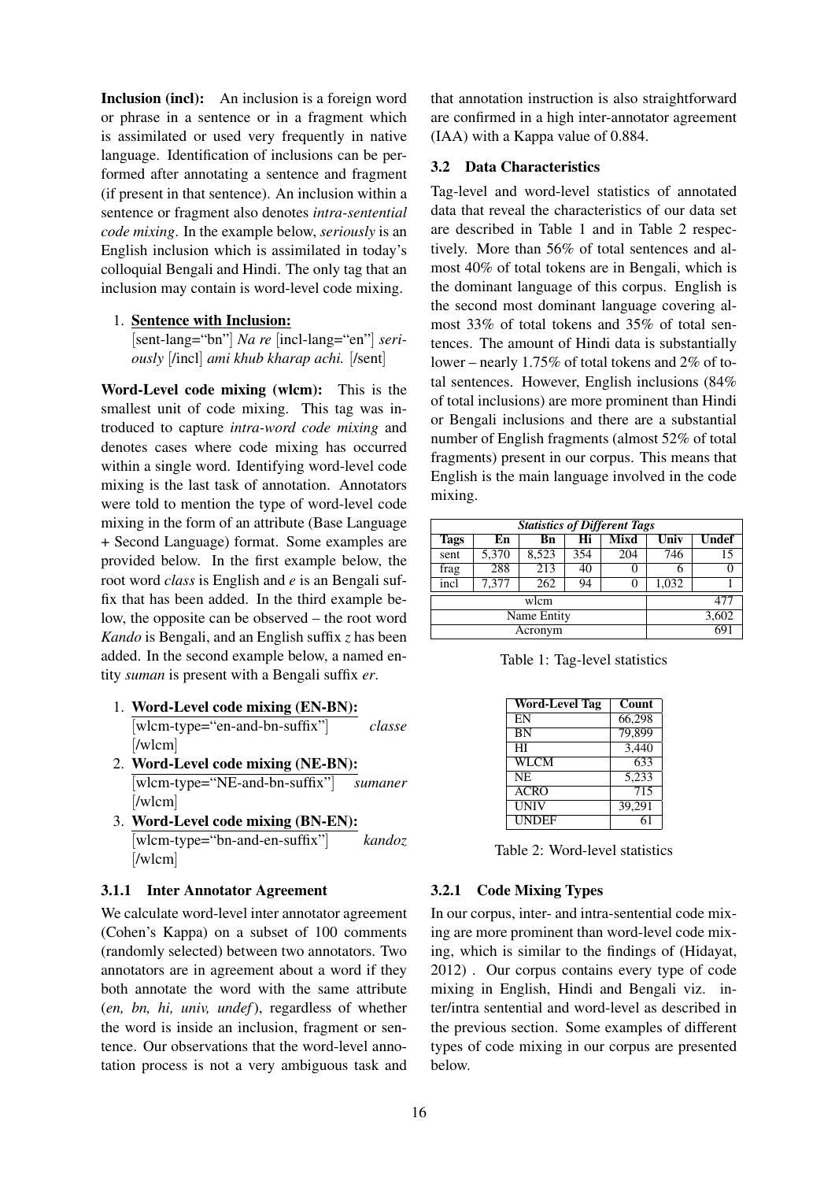**Inclusion (incl):** An inclusion is a foreign word or phrase in a sentence or in a fragment which is assimilated or used very frequently in native language. Identification of inclusions can be performed after annotating a sentence and fragment (if present in that sentence). An inclusion within a sentence or fragment also denotes *intra-sentential code mixing*. In the example below, *seriously* is an English inclusion which is assimilated in today's colloquial Bengali and Hindi. The only tag that an inclusion may contain is word-level code mixing.

1. **Sentence with Inclusion:**
   [sent-lang="bn"] *Na re* [incl-lang="en"] *seriously* [/incl] *ami khub kharap achi.* [/sent]

**Word-Level code mixing (wlcm):** This is the smallest unit of code mixing. This tag was introduced to capture *intra-word code mixing* and denotes cases where code mixing has occurred within a single word. Identifying word-level code mixing is the last task of annotation. Annotators were told to mention the type of word-level code mixing in the form of an attribute (Base Language + Second Language) format. Some examples are provided below. In the first example below, the root word *class* is English and *e* is an Bengali suffix that has been added. In the third example below, the opposite can be observed – the root word *Kando* is Bengali, and an English suffix *z* has been added. In the second example below, a named entity *suman* is present with a Bengali suffix *er*.

1. **Word-Level code mixing (EN-BN):**
   [wlcm-type="en-and-bn-suffix"] *classe* [/wlcm]
2. **Word-Level code mixing (NE-BN):**
   [wlcm-type="NE-and-bn-suffix"] *sumaner* [/wlcm]
3. **Word-Level code mixing (BN-EN):**
   [wlcm-type="bn-and-en-suffix"] *kandoz* [/wlcm]

#### 3.1.1 Inter Annotator Agreement

We calculate word-level inter annotator agreement (Cohen's Kappa) on a subset of 100 comments (randomly selected) between two annotators. Two annotators are in agreement about a word if they both annotate the word with the same attribute (*en, bn, hi, univ, undef*), regardless of whether the word is inside an inclusion, fragment or sentence. Our observations that the word-level annotation process is not a very ambiguous task and that annotation instruction is also straightforward are confirmed in a high inter-annotator agreement (IAA) with a Kappa value of 0.884.

### 3.2 Data Characteristics

Tag-level and word-level statistics of annotated data that reveal the characteristics of our data set are described in Table 1 and in Table 2 respectively. More than 56% of total sentences and almost 40% of total tokens are in Bengali, which is the dominant language of this corpus. English is the second most dominant language covering almost 33% of total tokens and 35% of total sentences. The amount of Hindi data is substantially lower – nearly 1.75% of total tokens and 2% of total sentences. However, English inclusions (84% of total inclusions) are more prominent than Hindi or Bengali inclusions and there are a substantial number of English fragments (almost 52% of total fragments) present in our corpus. This means that English is the main language involved in the code mixing.

| *Statistics of Different Tags* | | | | | | |
|---|---|---|---|---|---|---|
| **Tags** | **En** | **Bn** | **Hi** | **Mixd** | **Univ** | **Undef** |
| sent | 5,370 | 8,523 | 354 | 204 | 746 | 15 |
| frag | 288 | 213 | 40 | 0 | 6 | 0 |
| incl | 7,377 | 262 | 94 | 0 | 1,032 | 1 |
| wlcm | | | | | 477 | |
| Name Entity | | | | | 3,602 | |
| Acronym | | | | | 691 | |

Table 1: Tag-level statistics

| Word-Level Tag | Count |
|---|---|
| EN | 66,298 |
| BN | 79,899 |
| HI | 3,440 |
| WLCM | 633 |
| NE | 5,233 |
| ACRO | 715 |
| UNIV | 39,291 |
| UNDEF | 61 |

Table 2: Word-level statistics

#### 3.2.1 Code Mixing Types

In our corpus, inter- and intra-sentential code mixing are more prominent than word-level code mixing, which is similar to the findings of (Hidayat, 2012) . Our corpus contains every type of code mixing in English, Hindi and Bengali viz. inter/intra sentential and word-level as described in the previous section. Some examples of different types of code mixing in our corpus are presented below.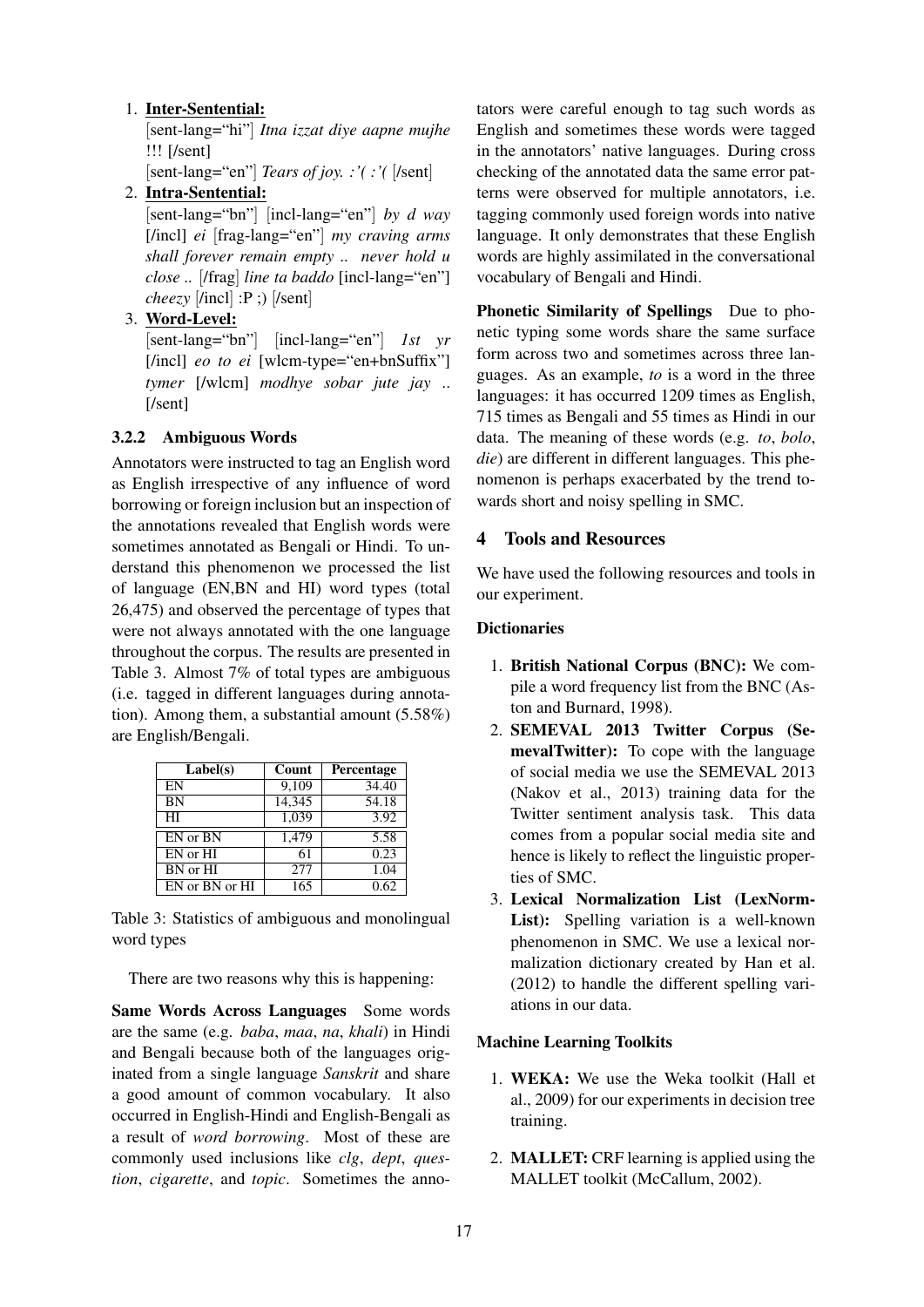1. **Inter-Sentential:**
   [sent-lang="hi"] *Itna izzat diye aapne mujhe* !!! [/sent]
   [sent-lang="en"] *Tears of joy. :'( :'(* [/sent]
2. **Intra-Sentential:**
   [sent-lang="bn"] [incl-lang="en"] *by d way* [/incl] *ei* [frag-lang="en"] *my craving arms shall forever remain empty .. never hold u close ..* [/frag] *line ta baddo* [incl-lang="en"] *cheezy* [/incl] :P ;) [/sent]
3. **Word-Level:**
   [sent-lang="bn"] [incl-lang="en"] *1st yr* [/incl] *eo to ei* [wlcm-type="en+bnSuffix"] *tymer* [/wlcm] *modhye sobar jute jay ..* [/sent]

### 3.2.2 Ambiguous Words

Annotators were instructed to tag an English word as English irrespective of any influence of word borrowing or foreign inclusion but an inspection of the annotations revealed that English words were sometimes annotated as Bengali or Hindi. To understand this phenomenon we processed the list of language (EN,BN and HI) word types (total 26,475) and observed the percentage of types that were not always annotated with the one language throughout the corpus. The results are presented in Table 3. Almost 7% of total types are ambiguous (i.e. tagged in different languages during annotation). Among them, a substantial amount (5.58%) are English/Bengali.

| Label(s) | Count | Percentage |
|---|---|---|
| EN | 9,109 | 34.40 |
| BN | 14,345 | 54.18 |
| HI | 1,039 | 3.92 |
| EN or BN | 1,479 | 5.58 |
| EN or HI | 61 | 0.23 |
| BN or HI | 277 | 1.04 |
| EN or BN or HI | 165 | 0.62 |

Table 3: Statistics of ambiguous and monolingual word types

There are two reasons why this is happening:

**Same Words Across Languages** Some words are the same (e.g. *baba*, *maa*, *na*, *khali*) in Hindi and Bengali because both of the languages originated from a single language *Sanskrit* and share a good amount of common vocabulary. It also occurred in English-Hindi and English-Bengali as a result of *word borrowing*. Most of these are commonly used inclusions like *clg*, *dept*, *question*, *cigarette*, and *topic*. Sometimes the annotators were careful enough to tag such words as English and sometimes these words were tagged in the annotators' native languages. During cross checking of the annotated data the same error patterns were observed for multiple annotators, i.e. tagging commonly used foreign words into native language. It only demonstrates that these English words are highly assimilated in the conversational vocabulary of Bengali and Hindi.

**Phonetic Similarity of Spellings** Due to phonetic typing some words share the same surface form across two and sometimes across three languages. As an example, *to* is a word in the three languages: it has occurred 1209 times as English, 715 times as Bengali and 55 times as Hindi in our data. The meaning of these words (e.g. *to*, *bolo*, *die*) are different in different languages. This phenomenon is perhaps exacerbated by the trend towards short and noisy spelling in SMC.

## 4 Tools and Resources

We have used the following resources and tools in our experiment.

**Dictionaries**

1. **British National Corpus (BNC):** We compile a word frequency list from the BNC (Aston and Burnard, 1998).
2. **SEMEVAL 2013 Twitter Corpus (SemevalTwitter):** To cope with the language of social media we use the SEMEVAL 2013 (Nakov et al., 2013) training data for the Twitter sentiment analysis task. This data comes from a popular social media site and hence is likely to reflect the linguistic properties of SMC.
3. **Lexical Normalization List (LexNormList):** Spelling variation is a well-known phenomenon in SMC. We use a lexical normalization dictionary created by Han et al. (2012) to handle the different spelling variations in our data.

**Machine Learning Toolkits**

1. **WEKA:** We use the Weka toolkit (Hall et al., 2009) for our experiments in decision tree training.
2. **MALLET:** CRF learning is applied using the MALLET toolkit (McCallum, 2002).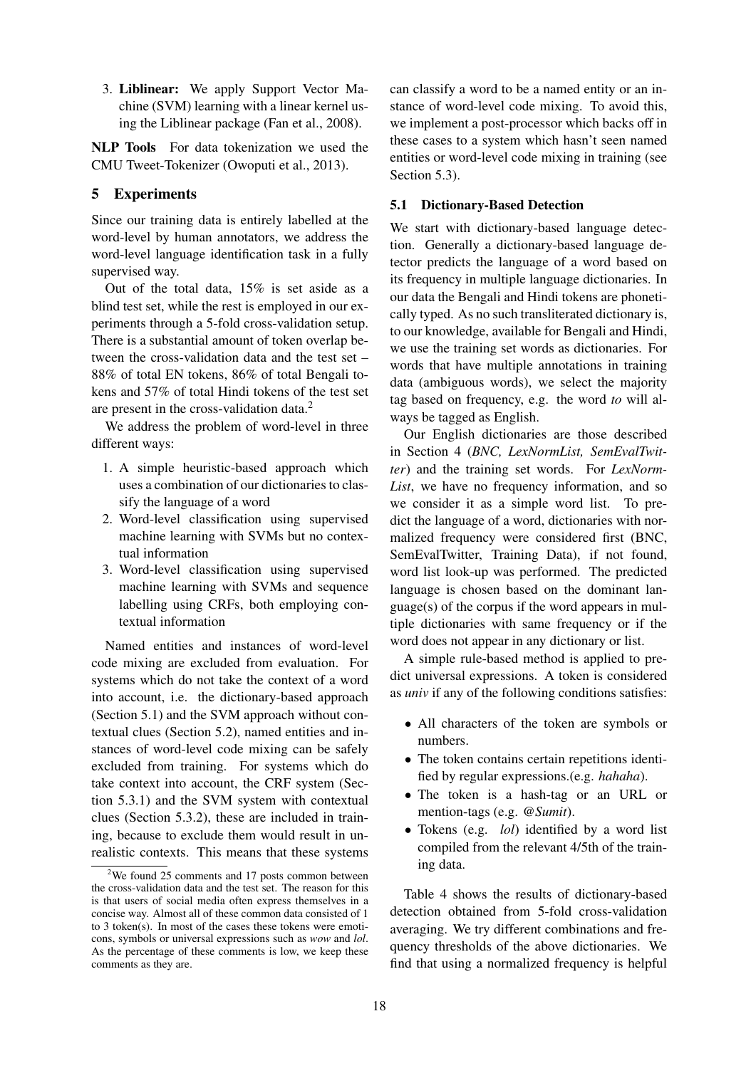3. **Liblinear:** We apply Support Vector Machine (SVM) learning with a linear kernel using the Liblinear package (Fan et al., 2008).

**NLP Tools** For data tokenization we used the CMU Tweet-Tokenizer (Owoputi et al., 2013).

## 5 Experiments

Since our training data is entirely labelled at the word-level by human annotators, we address the word-level language identification task in a fully supervised way.

Out of the total data, 15% is set aside as a blind test set, while the rest is employed in our experiments through a 5-fold cross-validation setup. There is a substantial amount of token overlap between the cross-validation data and the test set – 88% of total EN tokens, 86% of total Bengali tokens and 57% of total Hindi tokens of the test set are present in the cross-validation data.[2]

We address the problem of word-level in three different ways:

1. A simple heuristic-based approach which uses a combination of our dictionaries to classify the language of a word
2. Word-level classification using supervised machine learning with SVMs but no contextual information
3. Word-level classification using supervised machine learning with SVMs and sequence labelling using CRFs, both employing contextual information

Named entities and instances of word-level code mixing are excluded from evaluation. For systems which do not take the context of a word into account, i.e. the dictionary-based approach (Section 5.1) and the SVM approach without contextual clues (Section 5.2), named entities and instances of word-level code mixing can be safely excluded from training. For systems which do take context into account, the CRF system (Section 5.3.1) and the SVM system with contextual clues (Section 5.3.2), these are included in training, because to exclude them would result in unrealistic contexts. This means that these systems can classify a word to be a named entity or an instance of word-level code mixing. To avoid this, we implement a post-processor which backs off in these cases to a system which hasn't seen named entities or word-level code mixing in training (see Section 5.3).

### 5.1 Dictionary-Based Detection

We start with dictionary-based language detection. Generally a dictionary-based language detector predicts the language of a word based on its frequency in multiple language dictionaries. In our data the Bengali and Hindi tokens are phonetically typed. As no such transliterated dictionary is, to our knowledge, available for Bengali and Hindi, we use the training set words as dictionaries. For words that have multiple annotations in training data (ambiguous words), we select the majority tag based on frequency, e.g. the word *to* will always be tagged as English.

Our English dictionaries are those described in Section 4 (*BNC, LexNormList, SemEvalTwitter*) and the training set words. For *LexNormList*, we have no frequency information, and so we consider it as a simple word list. To predict the language of a word, dictionaries with normalized frequency were considered first (BNC, SemEvalTwitter, Training Data), if not found, word list look-up was performed. The predicted language is chosen based on the dominant language(s) of the corpus if the word appears in multiple dictionaries with same frequency or if the word does not appear in any dictionary or list.

A simple rule-based method is applied to predict universal expressions. A token is considered as *univ* if any of the following conditions satisfies:

- All characters of the token are symbols or numbers.
- The token contains certain repetitions identified by regular expressions.(e.g. *hahaha*).
- The token is a hash-tag or an URL or mention-tags (e.g. *@Sumit*).
- Tokens (e.g. *lol*) identified by a word list compiled from the relevant 4/5th of the training data.

Table 4 shows the results of dictionary-based detection obtained from 5-fold cross-validation averaging. We try different combinations and frequency thresholds of the above dictionaries. We find that using a normalized frequency is helpful

[2] We found 25 comments and 17 posts common between the cross-validation data and the test set. The reason for this is that users of social media often express themselves in a concise way. Almost all of these common data consisted of 1 to 3 token(s). In most of the cases these tokens were emoticons, symbols or universal expressions such as *wow* and *lol*. As the percentage of these comments is low, we keep these comments as they are.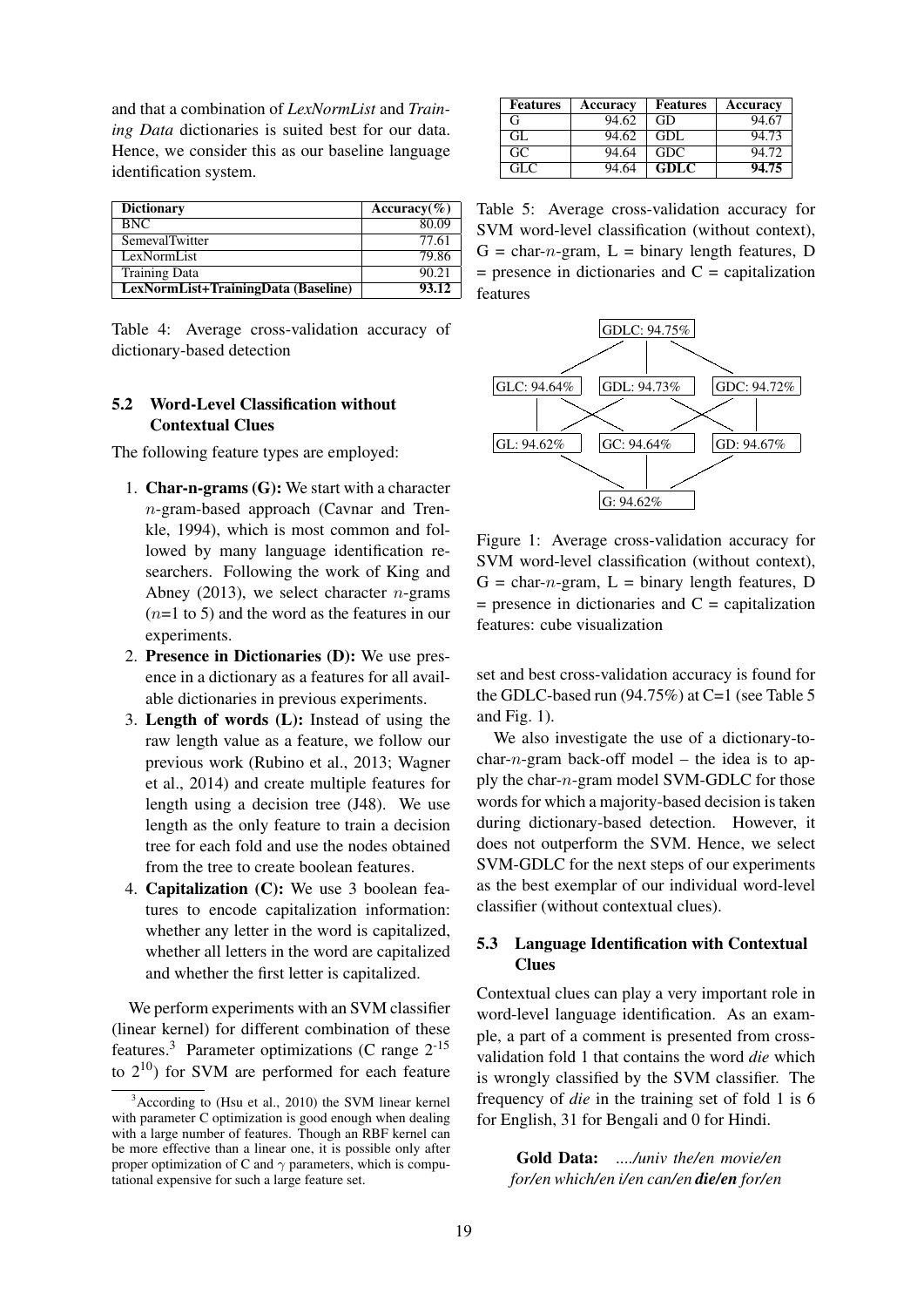and that a combination of *LexNormList* and *Training Data* dictionaries is suited best for our data. Hence, we consider this as our baseline language identification system.

| Dictionary | Accuracy(%) |
|---|---|
| BNC | 80.09 |
| SemevalTwitter | 77.61 |
| LexNormList | 79.86 |
| Training Data | 90.21 |
| **LexNormList+TrainingData (Baseline)** | **93.12** |

Table 4: Average cross-validation accuracy of dictionary-based detection

### 5.2 Word-Level Classification without Contextual Clues

The following feature types are employed:

1. **Char-n-grams (G):** We start with a character $n$-gram-based approach (Cavnar and Trenkle, 1994), which is most common and followed by many language identification researchers. Following the work of King and Abney (2013), we select character $n$-grams ($n$=1 to 5) and the word as the features in our experiments.
2. **Presence in Dictionaries (D):** We use presence in a dictionary as a features for all available dictionaries in previous experiments.
3. **Length of words (L):** Instead of using the raw length value as a feature, we follow our previous work (Rubino et al., 2013; Wagner et al., 2014) and create multiple features for length using a decision tree (J48). We use length as the only feature to train a decision tree for each fold and use the nodes obtained from the tree to create boolean features.
4. **Capitalization (C):** We use 3 boolean features to encode capitalization information: whether any letter in the word is capitalized, whether all letters in the word are capitalized and whether the first letter is capitalized.

We perform experiments with an SVM classifier (linear kernel) for different combination of these features.[3] Parameter optimizations (C range $2^{-15}$ to $2^{10}$) for SVM are performed for each feature set and best cross-validation accuracy is found for the GDLC-based run (94.75%) at C=1 (see Table 5 and Fig. 1).

[3]According to (Hsu et al., 2010) the SVM linear kernel with parameter C optimization is good enough when dealing with a large number of features. Though an RBF kernel can be more effective than a linear one, it is possible only after proper optimization of C and $\gamma$ parameters, which is computational expensive for such a large feature set.

| Features | Accuracy | Features | Accuracy |
|---|---|---|---|
| G | 94.62 | GD | 94.67 |
| GL | 94.62 | GDL | 94.73 |
| GC | 94.64 | GDC | 94.72 |
| GLC | 94.64 | **GDLC** | **94.75** |

Table 5: Average cross-validation accuracy for SVM word-level classification (without context), G = char-$n$-gram, L = binary length features, D = presence in dictionaries and C = capitalization features

GDLC: 94.75%

GLC: 94.64%
GDL: 94.73%
GDC: 94.72%

GL: 94.62%
GC: 94.64%
GD: 94.67%

G: 94.62%

Figure 1: Average cross-validation accuracy for SVM word-level classification (without context), G = char-$n$-gram, L = binary length features, D = presence in dictionaries and C = capitalization features: cube visualization

We also investigate the use of a dictionary-to-char-$n$-gram back-off model – the idea is to apply the char-$n$-gram model SVM-GDLC for those words for which a majority-based decision is taken during dictionary-based detection. However, it does not outperform the SVM. Hence, we select SVM-GDLC for the next steps of our experiments as the best exemplar of our individual word-level classifier (without contextual clues).

### 5.3 Language Identification with Contextual Clues

Contextual clues can play a very important role in word-level language identification. As an example, a part of a comment is presented from cross-validation fold 1 that contains the word *die* which is wrongly classified by the SVM classifier. The frequency of *die* in the training set of fold 1 is 6 for English, 31 for Bengali and 0 for Hindi.

**Gold Data:** *..../univ the/en movie/en for/en which/en i/en can/en* ***die/en*** *for/en*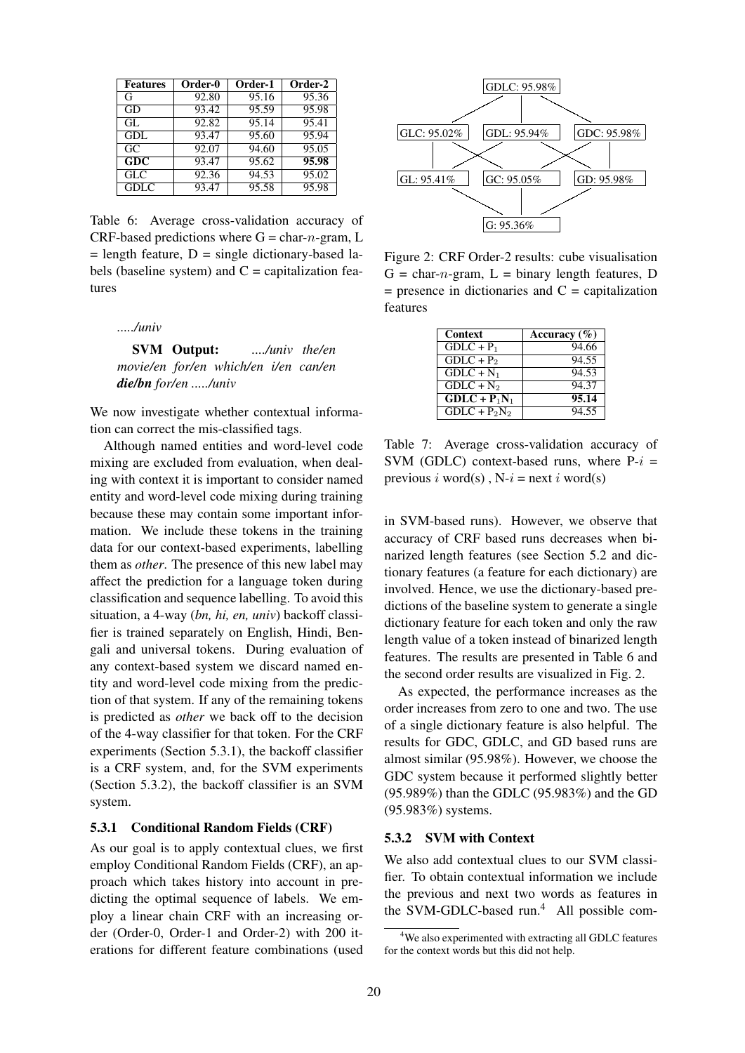| Features | Order-0 | Order-1 | Order-2 |
|---|---|---|---|
| G | 92.80 | 95.16 | 95.36 |
| GD | 93.42 | 95.59 | 95.98 |
| GL | 92.82 | 95.14 | 95.41 |
| GDL | 93.47 | 95.60 | 95.94 |
| GC | 92.07 | 94.60 | 95.05 |
| **GDC** | 93.47 | 95.62 | **95.98** |
| GLC | 92.36 | 94.53 | 95.02 |
| GDLC | 93.47 | 95.58 | 95.98 |

Table 6: Average cross-validation accuracy of CRF-based predictions where G = char-$n$-gram, L = length feature, D = single dictionary-based labels (baseline system) and C = capitalization features

*...../univ*

**SVM Output:** *..../univ the/en movie/en for/en which/en i/en can/en* ***die/bn*** *for/en ...../univ*

We now investigate whether contextual information can correct the mis-classified tags.

Although named entities and word-level code mixing are excluded from evaluation, when dealing with context it is important to consider named entity and word-level code mixing during training because these may contain some important information. We include these tokens in the training data for our context-based experiments, labelling them as *other*. The presence of this new label may affect the prediction for a language token during classification and sequence labelling. To avoid this situation, a 4-way (*bn, hi, en, univ*) backoff classifier is trained separately on English, Hindi, Bengali and universal tokens. During evaluation of any context-based system we discard named entity and word-level code mixing from the prediction of that system. If any of the remaining tokens is predicted as *other* we back off to the decision of the 4-way classifier for that token. For the CRF experiments (Section 5.3.1), the backoff classifier is a CRF system, and, for the SVM experiments (Section 5.3.2), the backoff classifier is an SVM system.

### 5.3.1 Conditional Random Fields (CRF)

As our goal is to apply contextual clues, we first employ Conditional Random Fields (CRF), an approach which takes history into account in predicting the optimal sequence of labels. We employ a linear chain CRF with an increasing order (Order-0, Order-1 and Order-2) with 200 iterations for different feature combinations (used in SVM-based runs). However, we observe that accuracy of CRF based runs decreases when binarized length features (see Section 5.2 and dictionary features (a feature for each dictionary) are involved. Hence, we use the dictionary-based predictions of the baseline system to generate a single dictionary feature for each token and only the raw length value of a token instead of binarized length features. The results are presented in Table 6 and the second order results are visualized in Fig. 2.

GDLC: 95.98%
GLC: 95.02%
GDL: 95.94%
GDC: 95.98%
GL: 95.41%
GC: 95.05%
GD: 95.98%
G: 95.36%

Figure 2: CRF Order-2 results: cube visualisation G = char-$n$-gram, L = binary length features, D = presence in dictionaries and C = capitalization features

| Context | Accuracy (%) |
|---|---|
| GDLC + $P_1$ | 94.66 |
| GDLC + $P_2$ | 94.55 |
| GDLC + $N_1$ | 94.53 |
| GDLC + $N_2$ | 94.37 |
| **GDLC + $P_1N_1$** | **95.14** |
| GDLC + $P_2N_2$ | 94.55 |

Table 7: Average cross-validation accuracy of SVM (GDLC) context-based runs, where P-$i$ = previous $i$ word(s) , N-$i$ = next $i$ word(s)

As expected, the performance increases as the order increases from zero to one and two. The use of a single dictionary feature is also helpful. The results for GDC, GDLC, and GD based runs are almost similar (95.98%). However, we choose the GDC system because it performed slightly better (95.989%) than the GDLC (95.983%) and the GD (95.983%) systems.

### 5.3.2 SVM with Context

We also add contextual clues to our SVM classifier. To obtain contextual information we include the previous and next two words as features in the SVM-GDLC-based run.[4] All possible com-

[4] We also experimented with extracting all GDLC features for the context words but this did not help.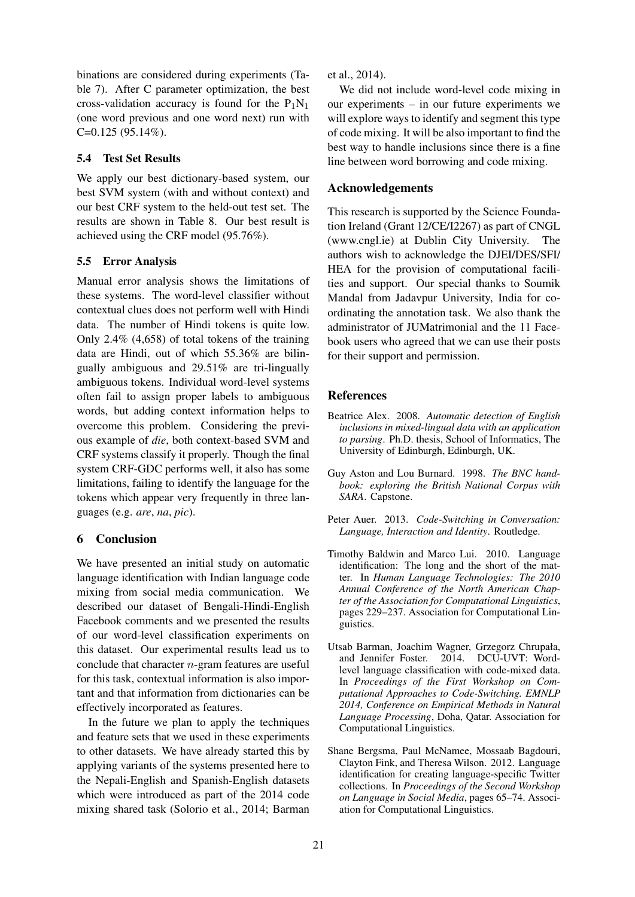binations are considered during experiments (Table 7). After C parameter optimization, the best cross-validation accuracy is found for the $P_1N_1$ (one word previous and one word next) run with C=0.125 (95.14%).

### 5.4 Test Set Results

We apply our best dictionary-based system, our best SVM system (with and without context) and our best CRF system to the held-out test set. The results are shown in Table 8. Our best result is achieved using the CRF model (95.76%).

### 5.5 Error Analysis

Manual error analysis shows the limitations of these systems. The word-level classifier without contextual clues does not perform well with Hindi data. The number of Hindi tokens is quite low. Only 2.4% (4,658) of total tokens of the training data are Hindi, out of which 55.36% are bilingually ambiguous and 29.51% are tri-lingually ambiguous tokens. Individual word-level systems often fail to assign proper labels to ambiguous words, but adding context information helps to overcome this problem. Considering the previous example of *die*, both context-based SVM and CRF systems classify it properly. Though the final system CRF-GDC performs well, it also has some limitations, failing to identify the language for the tokens which appear very frequently in three languages (e.g. *are*, *na*, *pic*).

## 6 Conclusion

We have presented an initial study on automatic language identification with Indian language code mixing from social media communication. We described our dataset of Bengali-Hindi-English Facebook comments and we presented the results of our word-level classification experiments on this dataset. Our experimental results lead us to conclude that character $n$-gram features are useful for this task, contextual information is also important and that information from dictionaries can be effectively incorporated as features.

In the future we plan to apply the techniques and feature sets that we used in these experiments to other datasets. We have already started this by applying variants of the systems presented here to the Nepali-English and Spanish-English datasets which were introduced as part of the 2014 code mixing shared task (Solorio et al., 2014; Barman et al., 2014).

We did not include word-level code mixing in our experiments – in our future experiments we will explore ways to identify and segment this type of code mixing. It will be also important to find the best way to handle inclusions since there is a fine line between word borrowing and code mixing.

## Acknowledgements

This research is supported by the Science Foundation Ireland (Grant 12/CE/I2267) as part of CNGL (www.cngl.ie) at Dublin City University. The authors wish to acknowledge the DJEI/DES/SFI/HEA for the provision of computational facilities and support. Our special thanks to Soumik Mandal from Jadavpur University, India for coordinating the annotation task. We also thank the administrator of JUMatrimonial and the 11 Facebook users who agreed that we can use their posts for their support and permission.

## References

Beatrice Alex. 2008. *Automatic detection of English inclusions in mixed-lingual data with an application to parsing*. Ph.D. thesis, School of Informatics, The University of Edinburgh, Edinburgh, UK.

Guy Aston and Lou Burnard. 1998. *The BNC handbook: exploring the British National Corpus with SARA*. Capstone.

Peter Auer. 2013. *Code-Switching in Conversation: Language, Interaction and Identity*. Routledge.

Timothy Baldwin and Marco Lui. 2010. Language identification: The long and the short of the matter. In *Human Language Technologies: The 2010 Annual Conference of the North American Chapter of the Association for Computational Linguistics*, pages 229–237. Association for Computational Linguistics.

Utsab Barman, Joachim Wagner, Grzegorz Chrupała, and Jennifer Foster. 2014. DCU-UVT: Word-level language classification with code-mixed data. In *Proceedings of the First Workshop on Computational Approaches to Code-Switching. EMNLP 2014, Conference on Empirical Methods in Natural Language Processing*, Doha, Qatar. Association for Computational Linguistics.

Shane Bergsma, Paul McNamee, Mossaab Bagdouri, Clayton Fink, and Theresa Wilson. 2012. Language identification for creating language-specific Twitter collections. In *Proceedings of the Second Workshop on Language in Social Media*, pages 65–74. Association for Computational Linguistics.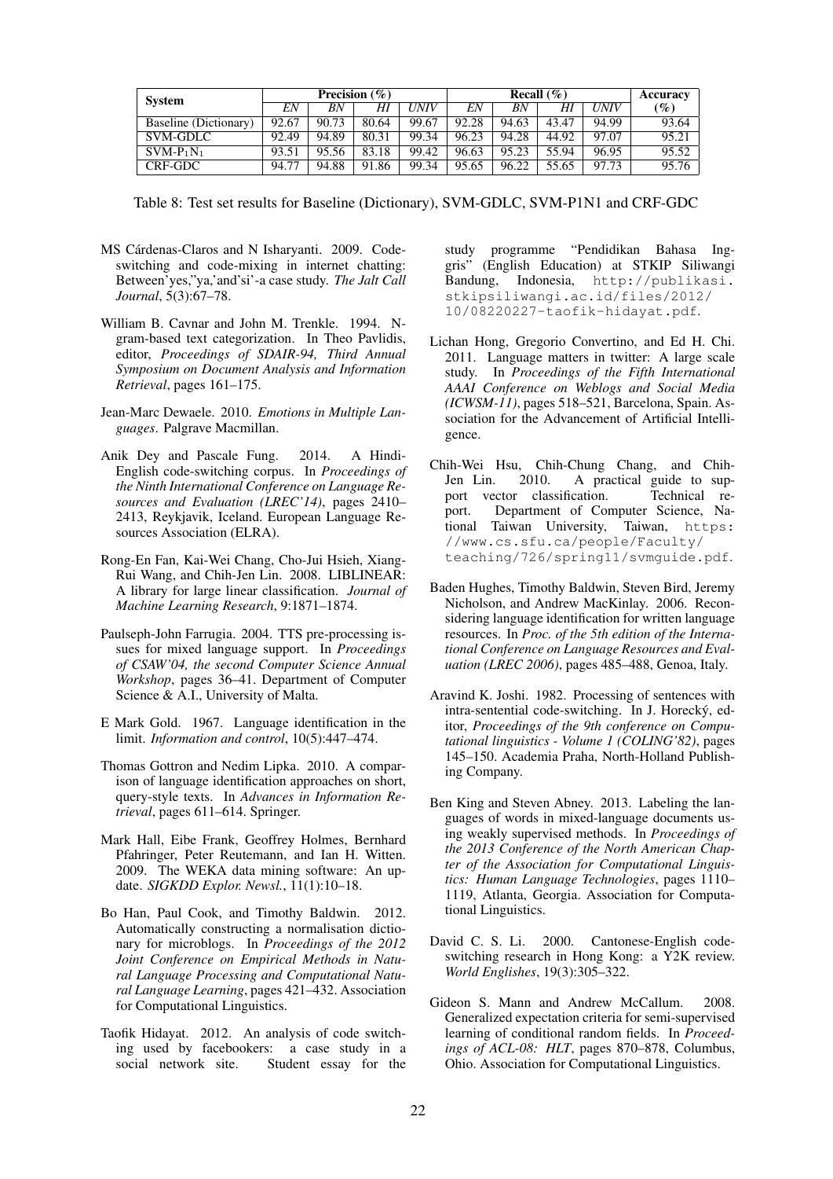| System | Precision (%) | | | | Recall (%) | | | | Accuracy |
|---|---|---|---|---|---|---|---|---|---|
| | *EN* | *BN* | *HI* | *UNIV* | *EN* | *BN* | *HI* | *UNIV* | (%) |
| Baseline (Dictionary) | 92.67 | 90.73 | 80.64 | 99.67 | 92.28 | 94.63 | 43.47 | 94.99 | 93.64 |
| SVM-GDLC | 92.49 | 94.89 | 80.31 | 99.34 | 96.23 | 94.28 | 44.92 | 97.07 | 95.21 |
| SVM-$P_1N_1$ | 93.51 | 95.56 | 83.18 | 99.42 | 96.63 | 95.23 | 55.94 | 96.95 | 95.52 |
| CRF-GDC | 94.77 | 94.88 | 91.86 | 99.34 | 95.65 | 96.22 | 55.65 | 97.73 | 95.76 |

Table 8: Test set results for Baseline (Dictionary), SVM-GDLC, SVM-P1N1 and CRF-GDC

MS Cárdenas-Claros and N Isharyanti. 2009. Code-switching and code-mixing in internet chatting: Between'yes,"ya,'and'si'-a case study. *The Jalt Call Journal*, 5(3):67–78.

William B. Cavnar and John M. Trenkle. 1994. N-gram-based text categorization. In Theo Pavlidis, editor, *Proceedings of SDAIR-94, Third Annual Symposium on Document Analysis and Information Retrieval*, pages 161–175.

Jean-Marc Dewaele. 2010. *Emotions in Multiple Languages*. Palgrave Macmillan.

Anik Dey and Pascale Fung. 2014. A Hindi-English code-switching corpus. In *Proceedings of the Ninth International Conference on Language Resources and Evaluation (LREC'14)*, pages 2410–2413, Reykjavik, Iceland. European Language Resources Association (ELRA).

Rong-En Fan, Kai-Wei Chang, Cho-Jui Hsieh, Xiang-Rui Wang, and Chih-Jen Lin. 2008. LIBLINEAR: A library for large linear classification. *Journal of Machine Learning Research*, 9:1871–1874.

Paulseph-John Farrugia. 2004. TTS pre-processing issues for mixed language support. In *Proceedings of CSAW'04, the second Computer Science Annual Workshop*, pages 36–41. Department of Computer Science & A.I., University of Malta.

E Mark Gold. 1967. Language identification in the limit. *Information and control*, 10(5):447–474.

Thomas Gottron and Nedim Lipka. 2010. A comparison of language identification approaches on short, query-style texts. In *Advances in Information Retrieval*, pages 611–614. Springer.

Mark Hall, Eibe Frank, Geoffrey Holmes, Bernhard Pfahringer, Peter Reutemann, and Ian H. Witten. 2009. The WEKA data mining software: An update. *SIGKDD Explor. Newsl.*, 11(1):10–18.

Bo Han, Paul Cook, and Timothy Baldwin. 2012. Automatically constructing a normalisation dictionary for microblogs. In *Proceedings of the 2012 Joint Conference on Empirical Methods in Natural Language Processing and Computational Natural Language Learning*, pages 421–432. Association for Computational Linguistics.

Taofik Hidayat. 2012. An analysis of code switching used by facebookers: a case study in a social network site. Student essay for the study programme "Pendidikan Bahasa Inggris" (English Education) at STKIP Siliwangi Bandung, Indonesia, http://publikasi.stkipsiliwangi.ac.id/files/2012/10/08220227-taofik-hidayat.pdf.

Lichan Hong, Gregorio Convertino, and Ed H. Chi. 2011. Language matters in twitter: A large scale study. In *Proceedings of the Fifth International AAAI Conference on Weblogs and Social Media (ICWSM-11)*, pages 518–521, Barcelona, Spain. Association for the Advancement of Artificial Intelligence.

Chih-Wei Hsu, Chih-Chung Chang, and Chih-Jen Lin. 2010. A practical guide to support vector classification. Technical report. Department of Computer Science, National Taiwan University, Taiwan, https://www.cs.sfu.ca/people/Faculty/teaching/726/spring11/svmguide.pdf.

Baden Hughes, Timothy Baldwin, Steven Bird, Jeremy Nicholson, and Andrew MacKinlay. 2006. Reconsidering language identification for written language resources. In *Proc. of the 5th edition of the International Conference on Language Resources and Evaluation (LREC 2006)*, pages 485–488, Genoa, Italy.

Aravind K. Joshi. 1982. Processing of sentences with intra-sentential code-switching. In J. Horecký, editor, *Proceedings of the 9th conference on Computational linguistics - Volume 1 (COLING'82)*, pages 145–150. Academia Praha, North-Holland Publishing Company.

Ben King and Steven Abney. 2013. Labeling the languages of words in mixed-language documents using weakly supervised methods. In *Proceedings of the 2013 Conference of the North American Chapter of the Association for Computational Linguistics: Human Language Technologies*, pages 1110–1119, Atlanta, Georgia. Association for Computational Linguistics.

David C. S. Li. 2000. Cantonese-English code-switching research in Hong Kong: a Y2K review. *World Englishes*, 19(3):305–322.

Gideon S. Mann and Andrew McCallum. 2008. Generalized expectation criteria for semi-supervised learning of conditional random fields. In *Proceedings of ACL-08: HLT*, pages 870–878, Columbus, Ohio. Association for Computational Linguistics.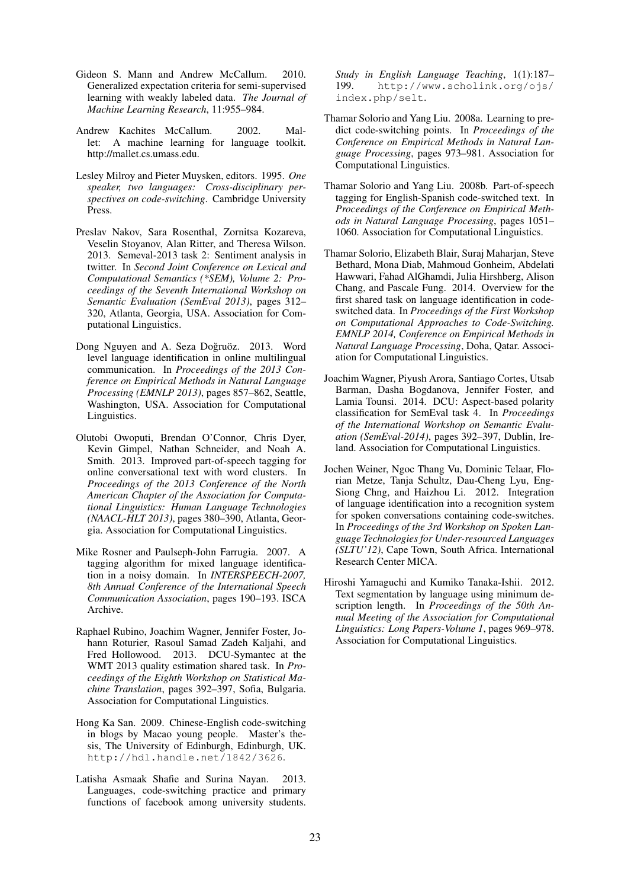Gideon S. Mann and Andrew McCallum. 2010. Generalized expectation criteria for semi-supervised learning with weakly labeled data. *The Journal of Machine Learning Research*, 11:955–984.

Andrew Kachites McCallum. 2002. Mallet: A machine learning for language toolkit. http://mallet.cs.umass.edu.

Lesley Milroy and Pieter Muysken, editors. 1995. *One speaker, two languages: Cross-disciplinary perspectives on code-switching*. Cambridge University Press.

Preslav Nakov, Sara Rosenthal, Zornitsa Kozareva, Veselin Stoyanov, Alan Ritter, and Theresa Wilson. 2013. Semeval-2013 task 2: Sentiment analysis in twitter. In *Second Joint Conference on Lexical and Computational Semantics (*SEM), Volume 2: Proceedings of the Seventh International Workshop on Semantic Evaluation (SemEval 2013)*, pages 312–320, Atlanta, Georgia, USA. Association for Computational Linguistics.

Dong Nguyen and A. Seza Doğruöz. 2013. Word level language identification in online multilingual communication. In *Proceedings of the 2013 Conference on Empirical Methods in Natural Language Processing (EMNLP 2013)*, pages 857–862, Seattle, Washington, USA. Association for Computational Linguistics.

Olutobi Owoputi, Brendan O'Connor, Chris Dyer, Kevin Gimpel, Nathan Schneider, and Noah A. Smith. 2013. Improved part-of-speech tagging for online conversational text with word clusters. In *Proceedings of the 2013 Conference of the North American Chapter of the Association for Computational Linguistics: Human Language Technologies (NAACL-HLT 2013)*, pages 380–390, Atlanta, Georgia. Association for Computational Linguistics.

Mike Rosner and Paulseph-John Farrugia. 2007. A tagging algorithm for mixed language identification in a noisy domain. In *INTERSPEECH-2007, 8th Annual Conference of the International Speech Communication Association*, pages 190–193. ISCA Archive.

Raphael Rubino, Joachim Wagner, Jennifer Foster, Johann Roturier, Rasoul Samad Zadeh Kaljahi, and Fred Hollowood. 2013. DCU-Symantec at the WMT 2013 quality estimation shared task. In *Proceedings of the Eighth Workshop on Statistical Machine Translation*, pages 392–397, Sofia, Bulgaria. Association for Computational Linguistics.

Hong Ka San. 2009. Chinese-English code-switching in blogs by Macao young people. Master's thesis, The University of Edinburgh, Edinburgh, UK. http://hdl.handle.net/1842/3626.

Latisha Asmaak Shafie and Surina Nayan. 2013. Languages, code-switching practice and primary functions of facebook among university students. *Study in English Language Teaching*, 1(1):187–199. http://www.scholink.org/ojs/index.php/selt.

Thamar Solorio and Yang Liu. 2008a. Learning to predict code-switching points. In *Proceedings of the Conference on Empirical Methods in Natural Language Processing*, pages 973–981. Association for Computational Linguistics.

Thamar Solorio and Yang Liu. 2008b. Part-of-speech tagging for English-Spanish code-switched text. In *Proceedings of the Conference on Empirical Methods in Natural Language Processing*, pages 1051–1060. Association for Computational Linguistics.

Thamar Solorio, Elizabeth Blair, Suraj Maharjan, Steve Bethard, Mona Diab, Mahmoud Gonheim, Abdelati Hawwari, Fahad AlGhamdi, Julia Hirshberg, Alison Chang, and Pascale Fung. 2014. Overview for the first shared task on language identification in code-switched data. In *Proceedings of the First Workshop on Computational Approaches to Code-Switching. EMNLP 2014, Conference on Empirical Methods in Natural Language Processing*, Doha, Qatar. Association for Computational Linguistics.

Joachim Wagner, Piyush Arora, Santiago Cortes, Utsab Barman, Dasha Bogdanova, Jennifer Foster, and Lamia Tounsi. 2014. DCU: Aspect-based polarity classification for SemEval task 4. In *Proceedings of the International Workshop on Semantic Evaluation (SemEval-2014)*, pages 392–397, Dublin, Ireland. Association for Computational Linguistics.

Jochen Weiner, Ngoc Thang Vu, Dominic Telaar, Florian Metze, Tanja Schultz, Dau-Cheng Lyu, Eng-Siong Chng, and Haizhou Li. 2012. Integration of language identification into a recognition system for spoken conversations containing code-switches. In *Proceedings of the 3rd Workshop on Spoken Language Technologies for Under-resourced Languages (SLTU'12)*, Cape Town, South Africa. International Research Center MICA.

Hiroshi Yamaguchi and Kumiko Tanaka-Ishii. 2012. Text segmentation by language using minimum description length. In *Proceedings of the 50th Annual Meeting of the Association for Computational Linguistics: Long Papers-Volume 1*, pages 969–978. Association for Computational Linguistics.